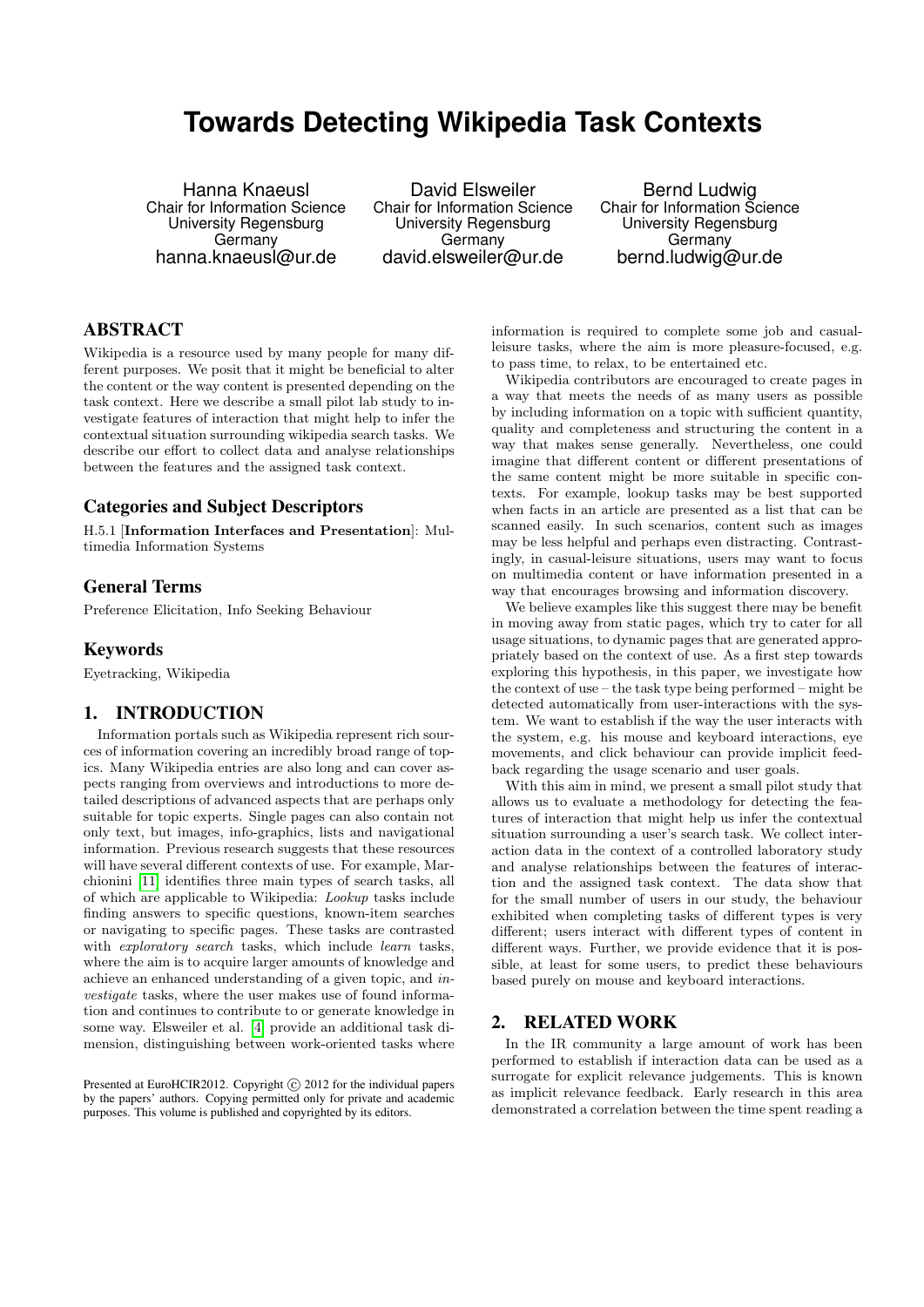# Towards Detecting Wikipedia Task Contexts

Hanna Knaeusl
Chair for Information Science
University Regensburg
Germany
hanna.knaeusl@ur.de

David Elsweiler
Chair for Information Science
University Regensburg
Germany
david.elsweiler@ur.de

Bernd Ludwig
Chair for Information Science
University Regensburg
Germany
bernd.ludwig@ur.de

## ABSTRACT

Wikipedia is a resource used by many people for many different purposes. We posit that it might be beneficial to alter the content or the way content is presented depending on the task context. Here we describe a small pilot lab study to investigate features of interaction that might help to infer the contextual situation surrounding wikipedia search tasks. We describe our effort to collect data and analyse relationships between the features and the assigned task context.

### Categories and Subject Descriptors

H.5.1 [**Information Interfaces and Presentation**]: Multimedia Information Systems

### General Terms

Preference Elicitation, Info Seeking Behaviour

### Keywords

Eyetracking, Wikipedia

## 1. INTRODUCTION

Information portals such as Wikipedia represent rich sources of information covering an incredibly broad range of topics. Many Wikipedia entries are also long and can cover aspects ranging from overviews and introductions to more detailed descriptions of advanced aspects that are perhaps only suitable for topic experts. Single pages can also contain not only text, but images, info-graphics, lists and navigational information. Previous research suggests that these resources will have several different contexts of use. For example, Marchionini [11] identifies three main types of search tasks, all of which are applicable to Wikipedia: *Lookup* tasks include finding answers to specific questions, known-item searches or navigating to specific pages. These tasks are contrasted with *exploratory search* tasks, which include *learn* tasks, where the aim is to acquire larger amounts of knowledge and achieve an enhanced understanding of a given topic, and *investigate* tasks, where the user makes use of found information and continues to contribute to or generate knowledge in some way. Elsweiler et al. [4] provide an additional task dimension, distinguishing between work-oriented tasks where information is required to complete some job and casual-leisure tasks, where the aim is more pleasure-focused, e.g. to pass time, to relax, to be entertained etc.

Wikipedia contributors are encouraged to create pages in a way that meets the needs of as many users as possible by including information on a topic with sufficient quantity, quality and completeness and structuring the content in a way that makes sense generally. Nevertheless, one could imagine that different content or different presentations of the same content might be more suitable in specific contexts. For example, lookup tasks may be best supported when facts in an article are presented as a list that can be scanned easily. In such scenarios, content such as images may be less helpful and perhaps even distracting. Contrastingly, in casual-leisure situations, users may want to focus on multimedia content or have information presented in a way that encourages browsing and information discovery.

We believe examples like this suggest there may be benefit in moving away from static pages, which try to cater for all usage situations, to dynamic pages that are generated appropriately based on the context of use. As a first step towards exploring this hypothesis, in this paper, we investigate how the context of use – the task type being performed – might be detected automatically from user-interactions with the system. We want to establish if the way the user interacts with the system, e.g. his mouse and keyboard interactions, eye movements, and click behaviour can provide implicit feedback regarding the usage scenario and user goals.

With this aim in mind, we present a small pilot study that allows us to evaluate a methodology for detecting the features of interaction that might help us infer the contextual situation surrounding a user's search task. We collect interaction data in the context of a controlled laboratory study and analyse relationships between the features of interaction and the assigned task context. The data show that for the small number of users in our study, the behaviour exhibited when completing tasks of different types is very different; users interact with different types of content in different ways. Further, we provide evidence that it is possible, at least for some users, to predict these behaviours based purely on mouse and keyboard interactions.

## 2. RELATED WORK

In the IR community a large amount of work has been performed to establish if interaction data can be used as a surrogate for explicit relevance judgements. This is known as implicit relevance feedback. Early research in this area demonstrated a correlation between the time spent reading a

Presented at EuroHCIR2012. Copyright © 2012 for the individual papers by the papers' authors. Copying permitted only for private and academic purposes. This volume is published and copyrighted by its editors.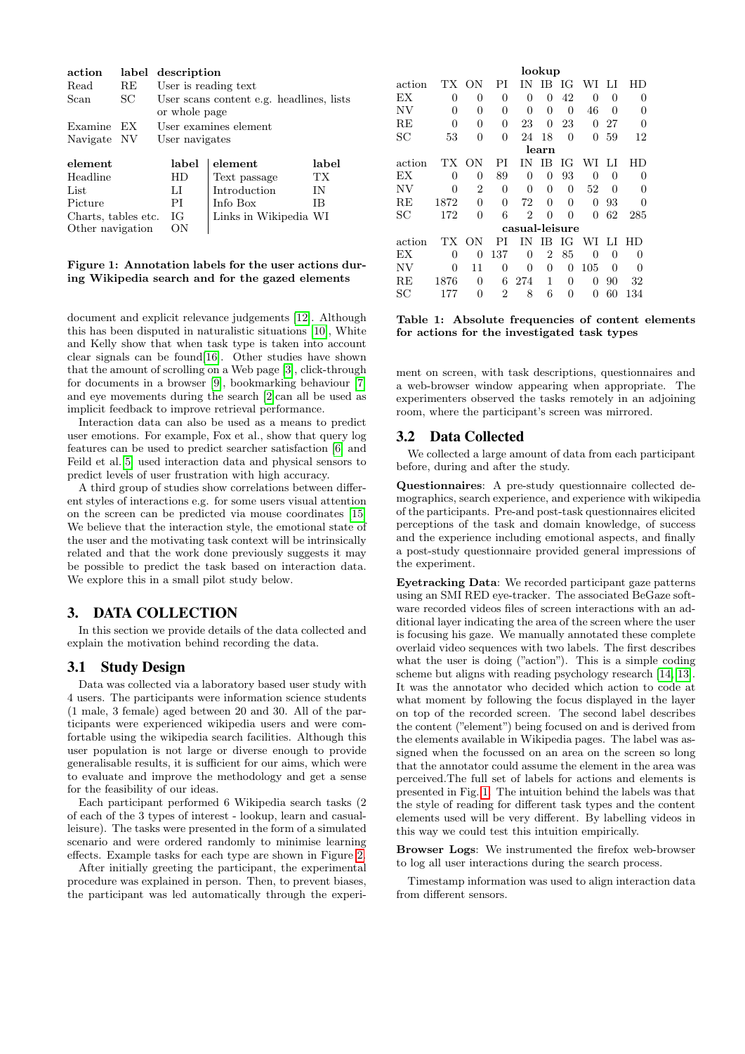| action | label | description |
|---|---|---|
| Read | RE | User is reading text |
| Scan | SC | User scans content e.g. headlines, lists or whole page |
| Examine | EX | User examines element |
| Navigate | NV | User navigates |

| element | label | element | label |
|---|---|---|---|
| Headline | HD | Text passage | TX |
| List | LI | Introduction | IN |
| Picture | PI | Info Box | IB |
| Charts, tables etc. | IG | Links in Wikipedia | WI |
| Other navigation | ON | | |

**Figure 1: Annotation labels for the user actions during Wikipedia search and for the gazed elements**

document and explicit relevance judgements [12]. Although this has been disputed in naturalistic situations [10], White and Kelly show that when task type is taken into account clear signals can be found[16]. Other studies have shown that the amount of scrolling on a Web page [3], click-through for documents in a browser [9], bookmarking behaviour [7] and eye movements during the search [2]can all be used as implicit feedback to improve retrieval performance.

Interaction data can also be used as a means to predict user emotions. For example, Fox et al., show that query log features can be used to predict searcher satisfaction [6] and Feild et al.[5] used interaction data and physical sensors to predict levels of user frustration with high accuracy.

A third group of studies show correlations between different styles of interactions e.g. for some users visual attention on the screen can be predicted via mouse coordinates [15]. We believe that the interaction style, the emotional state of the user and the motivating task context will be intrinsically related and that the work done previously suggests it may be possible to predict the task based on interaction data. We explore this in a small pilot study below.

## 3. DATA COLLECTION

In this section we provide details of the data collected and explain the motivation behind recording the data.

### 3.1 Study Design

Data was collected via a laboratory based user study with 4 users. The participants were information science students (1 male, 3 female) aged between 20 and 30. All of the participants were experienced wikipedia users and were comfortable using the wikipedia search facilities. Although this user population is not large or diverse enough to provide generalisable results, it is sufficient for our aims, which were to evaluate and improve the methodology and get a sense for the feasibility of our ideas.

Each participant performed 6 Wikipedia search tasks (2 of each of the 3 types of interest - lookup, learn and casual-leisure). The tasks were presented in the form of a simulated scenario and were ordered randomly to minimise learning effects. Example tasks for each type are shown in Figure 2.

After initially greeting the participant, the experimental procedure was explained in person. Then, to prevent biases, the participant was led automatically through the experiment on screen, with task descriptions, questionnaires and a web-browser window appearing when appropriate. The experimenters observed the tasks remotely in an adjoining room, where the participant's screen was mirrored.

| action | TX | ON | PI | IN | IB | IG | WI | LI | HD |
|---|---|---|---|---|---|---|---|---|---|
| **lookup** | | | | | | | | | |
| EX | 0 | 0 | 0 | 0 | 0 | 42 | 0 | 0 | 0 |
| NV | 0 | 0 | 0 | 0 | 0 | 0 | 46 | 0 | 0 |
| RE | 0 | 0 | 0 | 23 | 0 | 23 | 0 | 27 | 0 |
| SC | 53 | 0 | 0 | 24 | 18 | 0 | 0 | 59 | 12 |
| **learn** | | | | | | | | | |
| EX | 0 | 0 | 89 | 0 | 0 | 93 | 0 | 0 | 0 |
| NV | 0 | 2 | 0 | 0 | 0 | 0 | 52 | 0 | 0 |
| RE | 1872 | 0 | 0 | 72 | 0 | 0 | 0 | 93 | 0 |
| SC | 172 | 0 | 6 | 2 | 0 | 0 | 0 | 62 | 285 |
| **casual-leisure** | | | | | | | | | |
| EX | 0 | 0 | 137 | 0 | 2 | 85 | 0 | 0 | 0 |
| NV | 0 | 11 | 0 | 0 | 0 | 0 | 105 | 0 | 0 |
| RE | 1876 | 0 | 6 | 274 | 1 | 0 | 0 | 90 | 32 |
| SC | 177 | 0 | 2 | 8 | 6 | 0 | 0 | 60 | 134 |

**Table 1: Absolute frequencies of content elements for actions for the investigated task types**

### 3.2 Data Collected

We collected a large amount of data from each participant before, during and after the study.

**Questionnaires**: A pre-study questionnaire collected demographics, search experience, and experience with wikipedia of the participants. Pre-and post-task questionnaires elicited perceptions of the task and domain knowledge, of success and the experience including emotional aspects, and finally a post-study questionnaire provided general impressions of the experiment.

**Eyetracking Data**: We recorded participant gaze patterns using an SMI RED eye-tracker. The associated BeGaze software recorded videos files of screen interactions with an additional layer indicating the area of the screen where the user is focusing his gaze. We manually annotated these complete overlaid video sequences with two labels. The first describes what the user is doing ("action"). This is a simple coding scheme but aligns with reading psychology research [14, 13]. It was the annotator who decided which action to code at what moment by following the focus displayed in the layer on top of the recorded screen. The second label describes the content ("element") being focused on and is derived from the elements available in Wikipedia pages. The label was assigned when the focussed on an area on the screen so long that the annotator could assume the element in the area was perceived.The full set of labels for actions and elements is presented in Fig. 1. The intuition behind the labels was that the style of reading for different task types and the content elements used will be very different. By labelling videos in this way we could test this intuition empirically.

**Browser Logs**: We instrumented the firefox web-browser to log all user interactions during the search process.

Timestamp information was used to align interaction data from different sensors.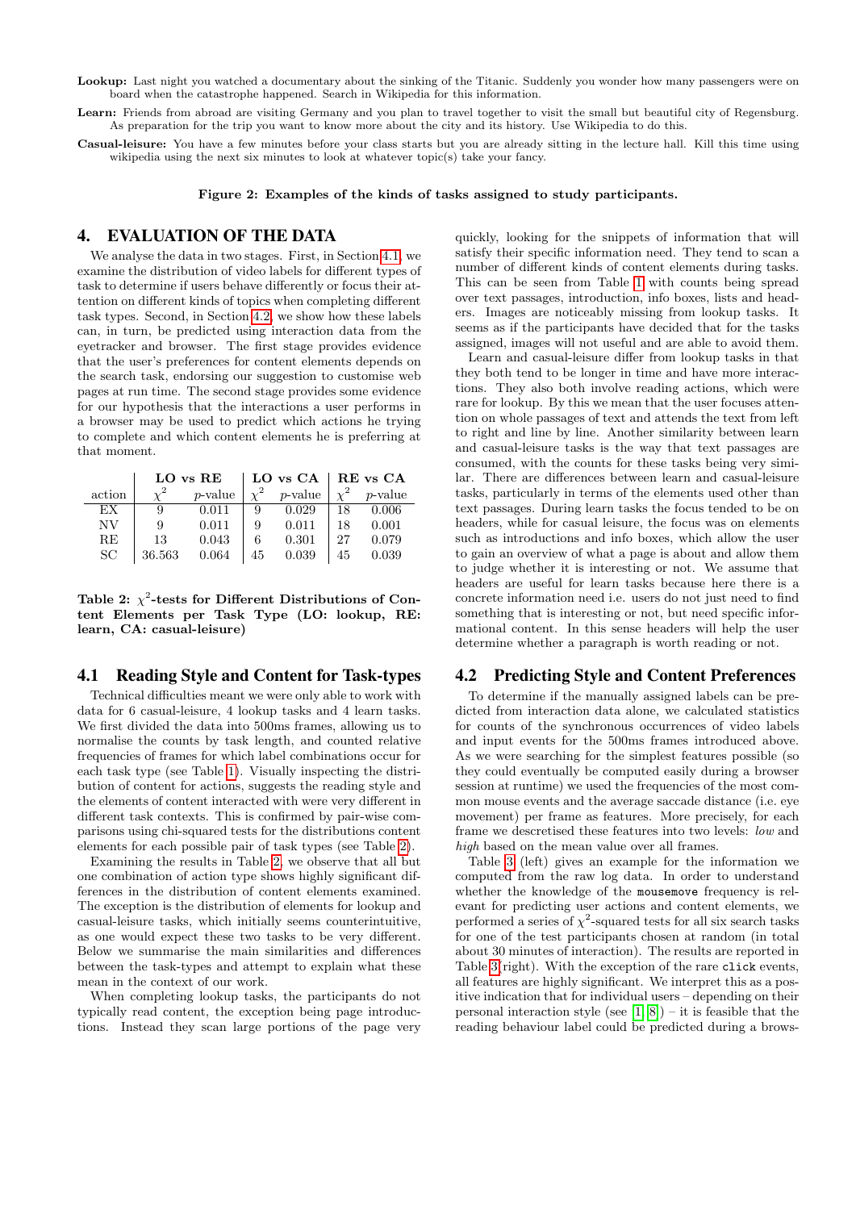**Lookup:** Last night you watched a documentary about the sinking of the Titanic. Suddenly you wonder how many passengers were on board when the catastrophe happened. Search in Wikipedia for this information.

**Learn:** Friends from abroad are visiting Germany and you plan to travel together to visit the small but beautiful city of Regensburg. As preparation for the trip you want to know more about the city and its history. Use Wikipedia to do this.

**Casual-leisure:** You have a few minutes before your class starts but you are already sitting in the lecture hall. Kill this time using wikipedia using the next six minutes to look at whatever topic(s) take your fancy.

**Figure 2: Examples of the kinds of tasks assigned to study participants.**

# 4. EVALUATION OF THE DATA

We analyse the data in two stages. First, in Section 4.1, we examine the distribution of video labels for different types of task to determine if users behave differently or focus their attention on different kinds of topics when completing different task types. Second, in Section 4.2, we show how these labels can, in turn, be predicted using interaction data from the eyetracker and browser. The first stage provides evidence that the user's preferences for content elements depends on the search task, endorsing our suggestion to customise web pages at run time. The second stage provides some evidence for our hypothesis that the interactions a user performs in a browser may be used to predict which actions he trying to complete and which content elements he is preferring at that moment.

| | LO vs RE | | LO vs CA | | RE vs CA | |
|---|---|---|---|---|---|---|
| action | $\chi^2$ | $p$-value | $\chi^2$ | $p$-value | $\chi^2$ | $p$-value |
| EX | 9 | 0.011 | 9 | 0.029 | 18 | 0.006 |
| NV | 9 | 0.011 | 9 | 0.011 | 18 | 0.001 |
| RE | 13 | 0.043 | 6 | 0.301 | 27 | 0.079 |
| SC | 36.563 | 0.064 | 45 | 0.039 | 45 | 0.039 |

**Table 2: $\chi^2$-tests for Different Distributions of Content Elements per Task Type (LO: lookup, RE: learn, CA: casual-leisure)**

## 4.1 Reading Style and Content for Task-types

Technical difficulties meant we were only able to work with data for 6 casual-leisure, 4 lookup tasks and 4 learn tasks. We first divided the data into 500ms frames, allowing us to normalise the counts by task length, and counted relative frequencies of frames for which label combinations occur for each task type (see Table 1). Visually inspecting the distribution of content for actions, suggests the reading style and the elements of content interacted with were very different in different task contexts. This is confirmed by pair-wise comparisons using chi-squared tests for the distributions content elements for each possible pair of task types (see Table 2).

Examining the results in Table 2, we observe that all but one combination of action type shows highly significant differences in the distribution of content elements examined. The exception is the distribution of elements for lookup and casual-leisure tasks, which initially seems counterintuitive, as one would expect these two tasks to be very different. Below we summarise the main similarities and differences between the task-types and attempt to explain what these mean in the context of our work.

When completing lookup tasks, the participants do not typically read content, the exception being page introductions. Instead they scan large portions of the page very quickly, looking for the snippets of information that will satisfy their specific information need. They tend to scan a number of different kinds of content elements during tasks. This can be seen from Table 1 with counts being spread over text passages, introduction, info boxes, lists and headers. Images are noticeably missing from lookup tasks. It seems as if the participants have decided that for the tasks assigned, images will not useful and are able to avoid them.

Learn and casual-leisure differ from lookup tasks in that they both tend to be longer in time and have more interactions. They also both involve reading actions, which were rare for lookup. By this we mean that the user focuses attention on whole passages of text and attends the text from left to right and line by line. Another similarity between learn and casual-leisure tasks is the way that text passages are consumed, with the counts for these tasks being very similar. There are differences between learn and casual-leisure tasks, particularly in terms of the elements used other than text passages. During learn tasks the focus tended to be on headers, while for casual leisure, the focus was on elements such as introductions and info boxes, which allow the user to gain an overview of what a page is about and allow them to judge whether it is interesting or not. We assume that headers are useful for learn tasks because here there is a concrete information need i.e. users do not just need to find something that is interesting or not, but need specific informational content. In this sense headers will help the user determine whether a paragraph is worth reading or not.

## 4.2 Predicting Style and Content Preferences

To determine if the manually assigned labels can be predicted from interaction data alone, we calculated statistics for counts of the synchronous occurrences of video labels and input events for the 500ms frames introduced above. As we were searching for the simplest features possible (so they could eventually be computed easily during a browser session at runtime) we used the frequencies of the most common mouse events and the average saccade distance (i.e. eye movement) per frame as features. More precisely, for each frame we descretised these features into two levels: *low* and *high* based on the mean value over all frames.

Table 3 (left) gives an example for the information we computed from the raw log data. In order to understand whether the knowledge of the `mousemove` frequency is relevant for predicting user actions and content elements, we performed a series of $\chi^2$-squared tests for all six search tasks for one of the test participants chosen at random (in total about 30 minutes of interaction). The results are reported in Table 3 (right). With the exception of the rare `click` events, all features are highly significant. We interpret this as a positive indication that for individual users – depending on their personal interaction style (see [1, 8]) – it is feasible that the reading behaviour label could be predicted during a brows-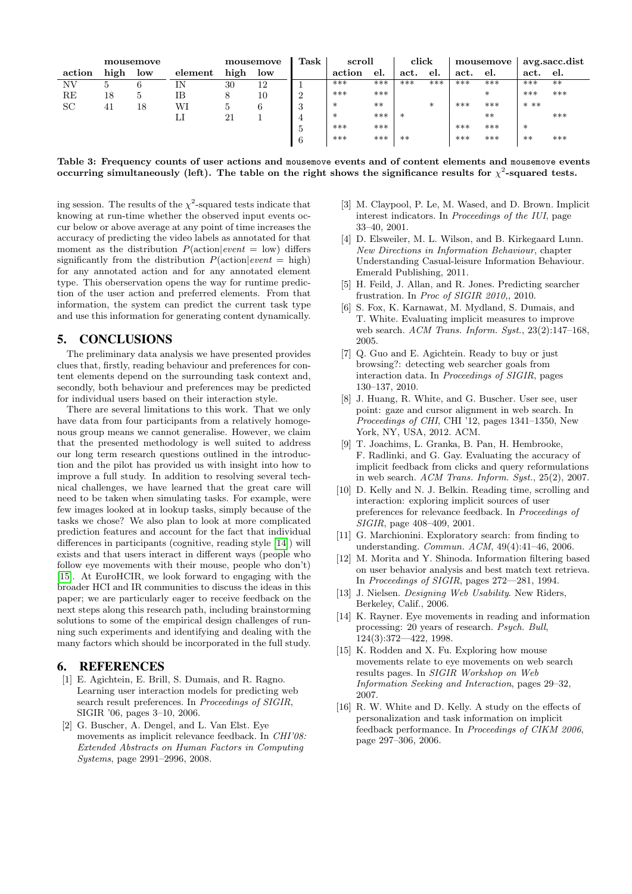| | mousemove | |
|---|---|---|
| action | high | low |
| NV | 5 | 6 |
| RE | 18 | 5 |
| SC | 41 | 18 |

| | mousemove | |
|---|---|---|
| element | high | low |
| IN | 30 | 12 |
| IB | 8 | 10 |
| WI | 5 | 6 |
| LI | 21 | 1 |

| Task | scroll | | click | | mousemove | | avg.sacc.dist | |
|---|---|---|---|---|---|---|---|---|
| | action | el. | act. | el. | act. | el. | act. | el. |
| 1 | *** | *** | *** | *** | *** | *** | *** | ** |
| 2 | *** | *** | | | | * | *** | *** |
| 3 | * | ** | | * | *** | *** | * ** | |
| 4 | * | *** | * | | | ** | | *** |
| 5 | *** | *** | | | *** | *** | * | |
| 6 | *** | *** | ** | | *** | *** | ** | *** |

**Table 3: Frequency counts of user actions and mousemove events and of content elements and mousemove events occurring simultaneously (left). The table on the right shows the significance results for $\chi^2$-squared tests.**

ing session. The results of the $\chi^2$-squared tests indicate that knowing at run-time whether the observed input events occur below or above average at any point of time increases the accuracy of predicting the video labels as annotated for that moment as the distribution $P(\text{action}|\textit{event} = \text{low})$ differs significantly from the distribution $P(\text{action}|\textit{event} = \text{high})$ for any annotated action and for any annotated element type. This oberservation opens the way for runtime prediction of the user action and preferred elements. From that information, the system can predict the current task type and use this information for generating content dynamically.

## 5. CONCLUSIONS

The preliminary data analysis we have presented provides clues that, firstly, reading behaviour and preferences for content elements depend on the surrounding task context and, secondly, both behaviour and preferences may be predicted for individual users based on their interaction style.

There are several limitations to this work. That we only have data from four participants from a relatively homogenous group means we cannot generalise. However, we claim that the presented methodology is well suited to address our long term research questions outlined in the introduction and the pilot has provided us with insight into how to improve a full study. In addition to resolving several technical challenges, we have learned that the great care will need to be taken when simulating tasks. For example, were few images looked at in lookup tasks, simply because of the tasks we chose? We also plan to look at more complicated prediction features and account for the fact that individual differences in participants (cognitive, reading style [14]) will exists and that users interact in different ways (people who follow eye movements with their mouse, people who don't) [15]. At EuroHCIR, we look forward to engaging with the broader HCI and IR communities to discuss the ideas in this paper; we are particularly eager to receive feedback on the next steps along this research path, including brainstorming solutions to some of the empirical design challenges of running such experiments and identifying and dealing with the many factors which should be incorporated in the full study.

## 6. REFERENCES

[1] E. Agichtein, E. Brill, S. Dumais, and R. Ragno. Learning user interaction models for predicting web search result preferences. In *Proceedings of SIGIR*, SIGIR '06, pages 3–10, 2006.

[2] G. Buscher, A. Dengel, and L. Van Elst. Eye movements as implicit relevance feedback. In *CHI'08: Extended Abstracts on Human Factors in Computing Systems*, page 2991–2996, 2008.

[3] M. Claypool, P. Le, M. Wased, and D. Brown. Implicit interest indicators. In *Proceedings of the IUI*, page 33–40, 2001.

[4] D. Elsweiler, M. L. Wilson, and B. Kirkegaard Lunn. *New Directions in Information Behaviour*, chapter Understanding Casual-leisure Information Behaviour. Emerald Publishing, 2011.

[5] H. Feild, J. Allan, and R. Jones. Predicting searcher frustration. In *Proc of SIGIR 2010,*, 2010.

[6] S. Fox, K. Karnawat, M. Mydland, S. Dumais, and T. White. Evaluating implicit measures to improve web search. *ACM Trans. Inform. Syst.*, 23(2):147–168, 2005.

[7] Q. Guo and E. Agichtein. Ready to buy or just browsing?: detecting web searcher goals from interaction data. In *Proceedings of SIGIR*, pages 130–137, 2010.

[8] J. Huang, R. White, and G. Buscher. User see, user point: gaze and cursor alignment in web search. In *Proceedings of CHI*, CHI '12, pages 1341–1350, New York, NY, USA, 2012. ACM.

[9] T. Joachims, L. Granka, B. Pan, H. Hembrooke, F. Radlinki, and G. Gay. Evaluating the accuracy of implicit feedback from clicks and query reformulations in web search. *ACM Trans. Inform. Syst.*, 25(2), 2007.

[10] D. Kelly and N. J. Belkin. Reading time, scrolling and interaction: exploring implicit sources of user preferences for relevance feedback. In *Proceedings of SIGIR*, page 408–409, 2001.

[11] G. Marchionini. Exploratory search: from finding to understanding. *Commun. ACM*, 49(4):41–46, 2006.

[12] M. Morita and Y. Shinoda. Information filtering based on user behavior analysis and best match text retrieva. In *Proceedings of SIGIR*, pages 272—281, 1994.

[13] J. Nielsen. *Designing Web Usability*. New Riders, Berkeley, Calif., 2006.

[14] K. Rayner. Eye movements in reading and information processing: 20 years of research. *Psych. Bull*, 124(3):372—422, 1998.

[15] K. Rodden and X. Fu. Exploring how mouse movements relate to eye movements on web search results pages. In *SIGIR Workshop on Web Information Seeking and Interaction*, pages 29–32, 2007.

[16] R. W. White and D. Kelly. A study on the effects of personalization and task information on implicit feedback performance. In *Proceedings of CIKM 2006*, page 297–306, 2006.